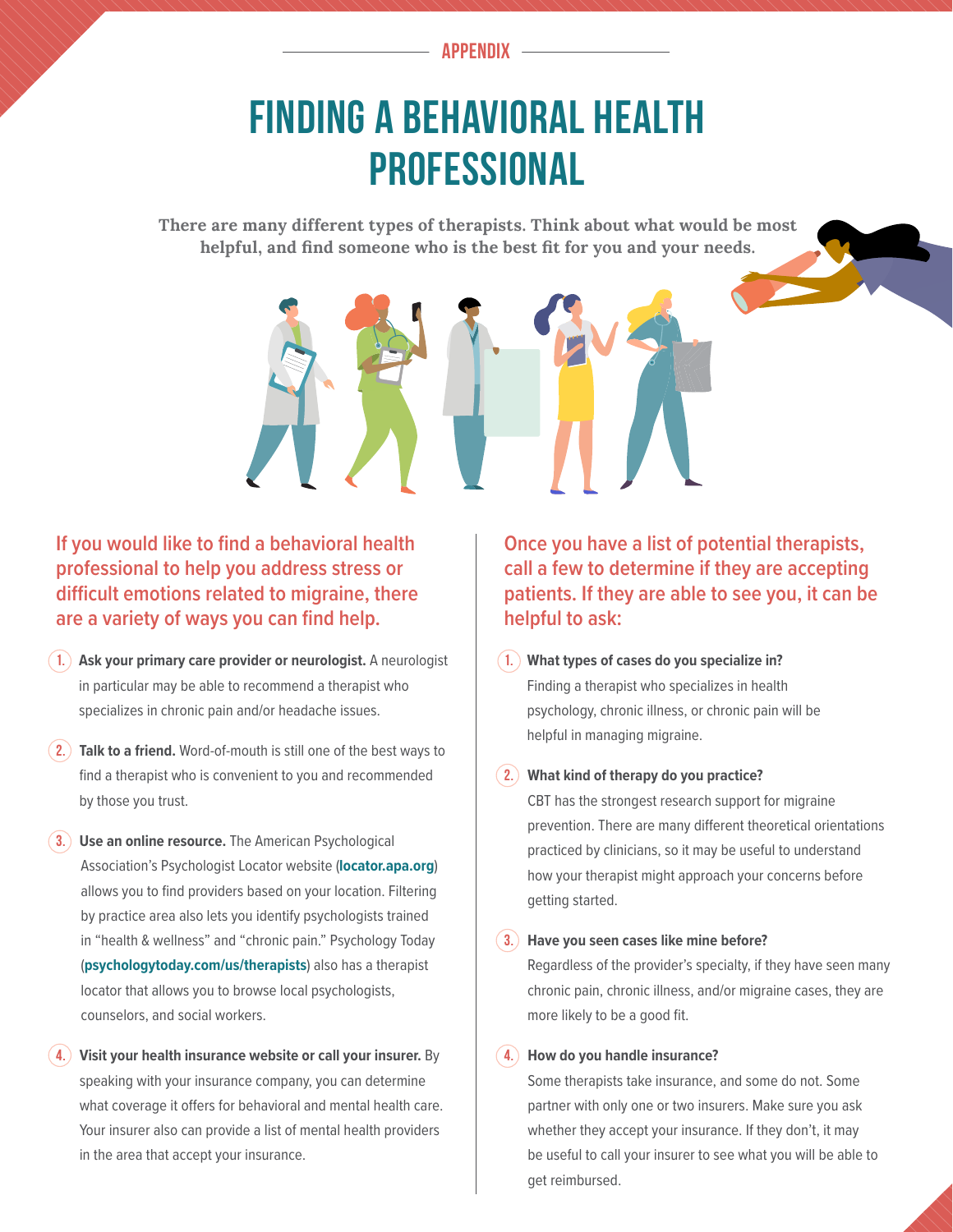APPENDIX

# FINDING A BEHAVIORAL HEALTH PROFESSIONAL

**There are many different types of therapists. Think about what would be most helpful, and find someone who is the best fit for you and your needs.**

## If you would like to find a behavioral health professional to help you address stress or difficult emotions related to migraine, there are a variety of ways you can find help.

1. **Ask your primary care provider or neurologist.** A neurologist in particular may be able to recommend a therapist who specializes in chronic pain and/or headache issues.

2. **Talk to a friend.** Word-of-mouth is still one of the best ways to find a therapist who is convenient to you and recommended by those you trust.

3. **Use an online resource.** The American Psychological Association's Psychologist Locator website (**locator.apa.org**) allows you to find providers based on your location. Filtering by practice area also lets you identify psychologists trained in "health & wellness" and "chronic pain." Psychology Today (**psychologytoday.com/us/therapists**) also has a therapist locator that allows you to browse local psychologists, counselors, and social workers.

4. **Visit your health insurance website or call your insurer.** By speaking with your insurance company, you can determine what coverage it offers for behavioral and mental health care. Your insurer also can provide a list of mental health providers in the area that accept your insurance.

## Once you have a list of potential therapists, call a few to determine if they are accepting patients. If they are able to see you, it can be helpful to ask:

1. **What types of cases do you specialize in?**
   Finding a therapist who specializes in health psychology, chronic illness, or chronic pain will be helpful in managing migraine.

2. **What kind of therapy do you practice?**
   CBT has the strongest research support for migraine prevention. There are many different theoretical orientations practiced by clinicians, so it may be useful to understand how your therapist might approach your concerns before getting started.

3. **Have you seen cases like mine before?**
   Regardless of the provider's specialty, if they have seen many chronic pain, chronic illness, and/or migraine cases, they are more likely to be a good fit.

4. **How do you handle insurance?**
   Some therapists take insurance, and some do not. Some partner with only one or two insurers. Make sure you ask whether they accept your insurance. If they don't, it may be useful to call your insurer to see what you will be able to get reimbursed.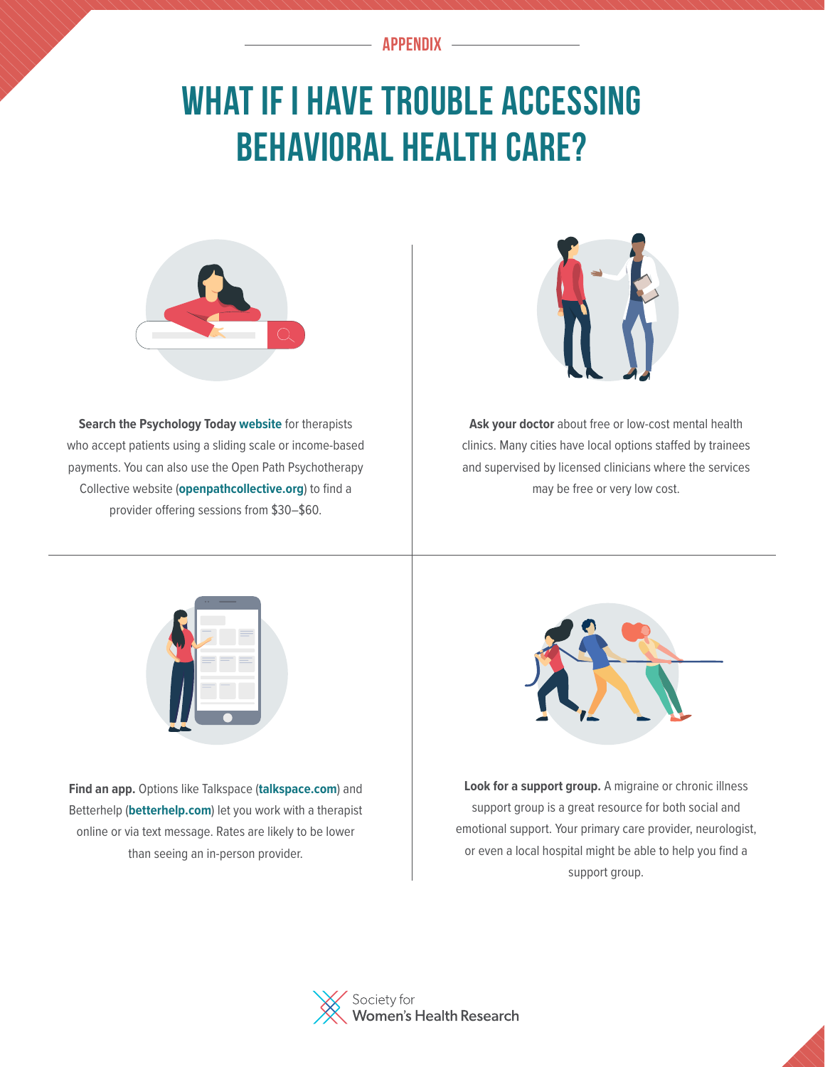APPENDIX

# WHAT IF I HAVE TROUBLE ACCESSING BEHAVIORAL HEALTH CARE?

**Search the Psychology Today website** for therapists who accept patients using a sliding scale or income-based payments. You can also use the Open Path Psychotherapy Collective website (**openpathcollective.org**) to find a provider offering sessions from $30–$60.

**Ask your doctor** about free or low-cost mental health clinics. Many cities have local options staffed by trainees and supervised by licensed clinicians where the services may be free or very low cost.

**Find an app.** Options like Talkspace (**talkspace.com**) and Betterhelp (**betterhelp.com**) let you work with a therapist online or via text message. Rates are likely to be lower than seeing an in-person provider.

**Look for a support group.** A migraine or chronic illness support group is a great resource for both social and emotional support. Your primary care provider, neurologist, or even a local hospital might be able to help you find a support group.

Society for Women's Health Research